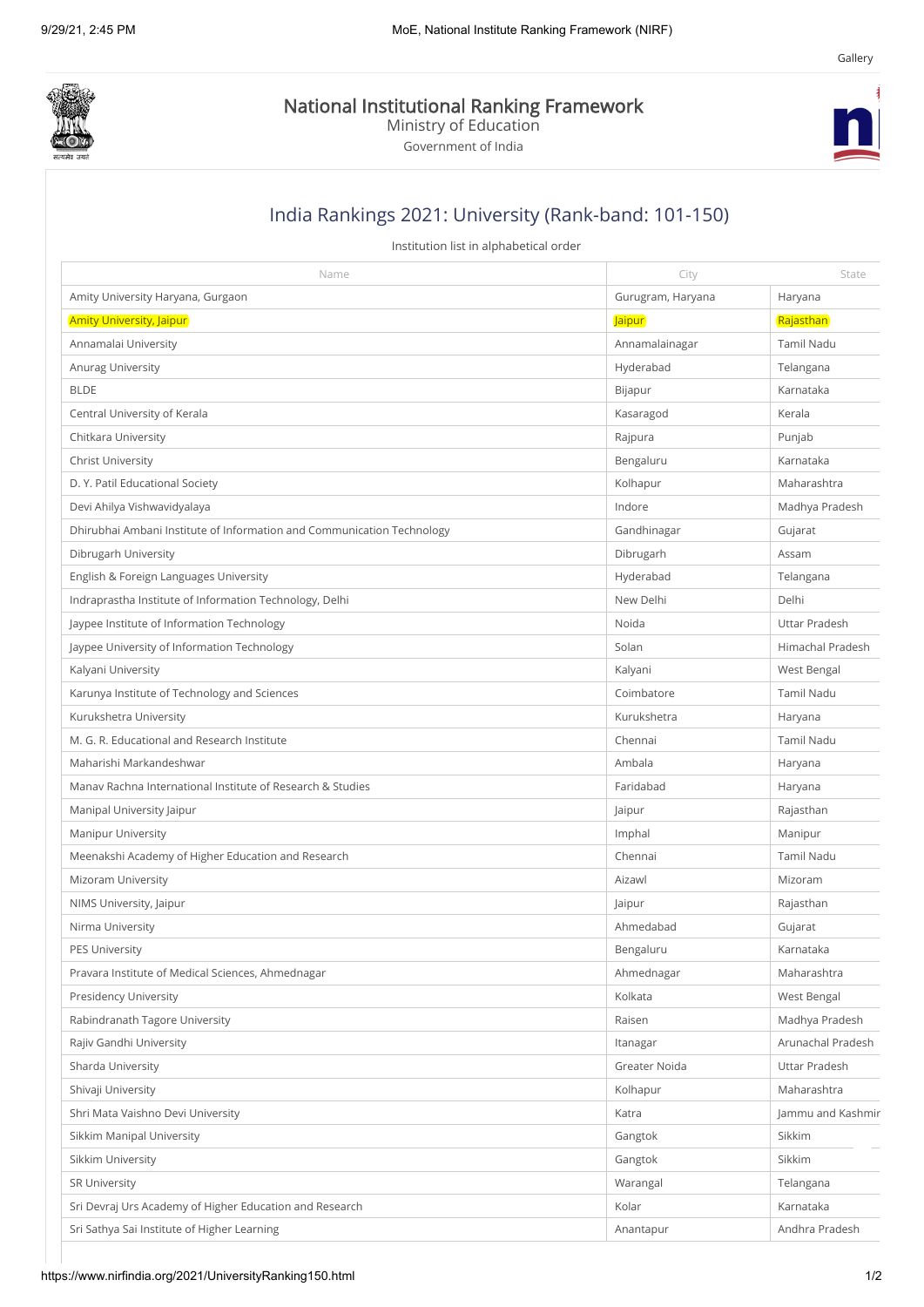Gallery

# National Institutional Ranking Framework

Ministry of Education

Government of India

## India Rankings 2021: University (Rank-band: 101-150)

Institution list in alphabetical order

| Name | City | State |
|---|---|---|
| Amity University Haryana, Gurgaon | Gurugram, Haryana | Haryana |
| Amity University, Jaipur | Jaipur | Rajasthan |
| Annamalai University | Annamalainagar | Tamil Nadu |
| Anurag University | Hyderabad | Telangana |
| BLDE | Bijapur | Karnataka |
| Central University of Kerala | Kasaragod | Kerala |
| Chitkara University | Rajpura | Punjab |
| Christ University | Bengaluru | Karnataka |
| D. Y. Patil Educational Society | Kolhapur | Maharashtra |
| Devi Ahilya Vishwavidyalaya | Indore | Madhya Pradesh |
| Dhirubhai Ambani Institute of Information and Communication Technology | Gandhinagar | Gujarat |
| Dibrugarh University | Dibrugarh | Assam |
| English & Foreign Languages University | Hyderabad | Telangana |
| Indraprastha Institute of Information Technology, Delhi | New Delhi | Delhi |
| Jaypee Institute of Information Technology | Noida | Uttar Pradesh |
| Jaypee University of Information Technology | Solan | Himachal Pradesh |
| Kalyani University | Kalyani | West Bengal |
| Karunya Institute of Technology and Sciences | Coimbatore | Tamil Nadu |
| Kurukshetra University | Kurukshetra | Haryana |
| M. G. R. Educational and Research Institute | Chennai | Tamil Nadu |
| Maharishi Markandeshwar | Ambala | Haryana |
| Manav Rachna International Institute of Research & Studies | Faridabad | Haryana |
| Manipal University Jaipur | Jaipur | Rajasthan |
| Manipur University | Imphal | Manipur |
| Meenakshi Academy of Higher Education and Research | Chennai | Tamil Nadu |
| Mizoram University | Aizawl | Mizoram |
| NIMS University, Jaipur | Jaipur | Rajasthan |
| Nirma University | Ahmedabad | Gujarat |
| PES University | Bengaluru | Karnataka |
| Pravara Institute of Medical Sciences, Ahmednagar | Ahmednagar | Maharashtra |
| Presidency University | Kolkata | West Bengal |
| Rabindranath Tagore University | Raisen | Madhya Pradesh |
| Rajiv Gandhi University | Itanagar | Arunachal Pradesh |
| Sharda University | Greater Noida | Uttar Pradesh |
| Shivaji University | Kolhapur | Maharashtra |
| Shri Mata Vaishno Devi University | Katra | Jammu and Kashmir |
| Sikkim Manipal University | Gangtok | Sikkim |
| Sikkim University | Gangtok | Sikkim |
| SR University | Warangal | Telangana |
| Sri Devraj Urs Academy of Higher Education and Research | Kolar | Karnataka |
| Sri Sathya Sai Institute of Higher Learning | Anantapur | Andhra Pradesh |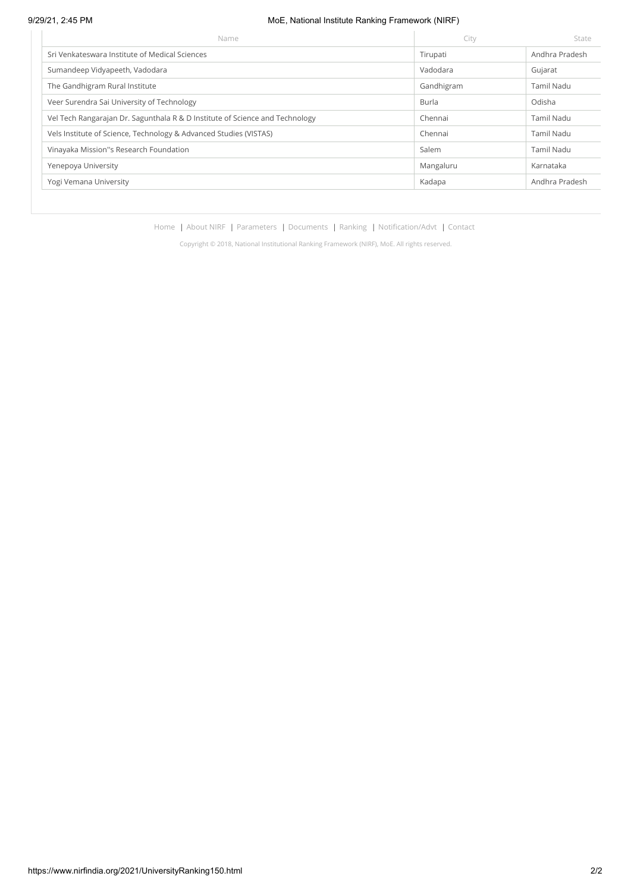| Name | City | State |
| --- | --- | --- |
| Sri Venkateswara Institute of Medical Sciences | Tirupati | Andhra Pradesh |
| Sumandeep Vidyapeeth, Vadodara | Vadodara | Gujarat |
| The Gandhigram Rural Institute | Gandhigram | Tamil Nadu |
| Veer Surendra Sai University of Technology | Burla | Odisha |
| Vel Tech Rangarajan Dr. Sagunthala R & D Institute of Science and Technology | Chennai | Tamil Nadu |
| Vels Institute of Science, Technology & Advanced Studies (VISTAS) | Chennai | Tamil Nadu |
| Vinayaka Mission''s Research Foundation | Salem | Tamil Nadu |
| Yenepoya University | Mangaluru | Karnataka |
| Yogi Vemana University | Kadapa | Andhra Pradesh |

Home | About NIRF | Parameters | Documents | Ranking | Notification/Advt | Contact

Copyright © 2018, National Institutional Ranking Framework (NIRF), MoE. All rights reserved.